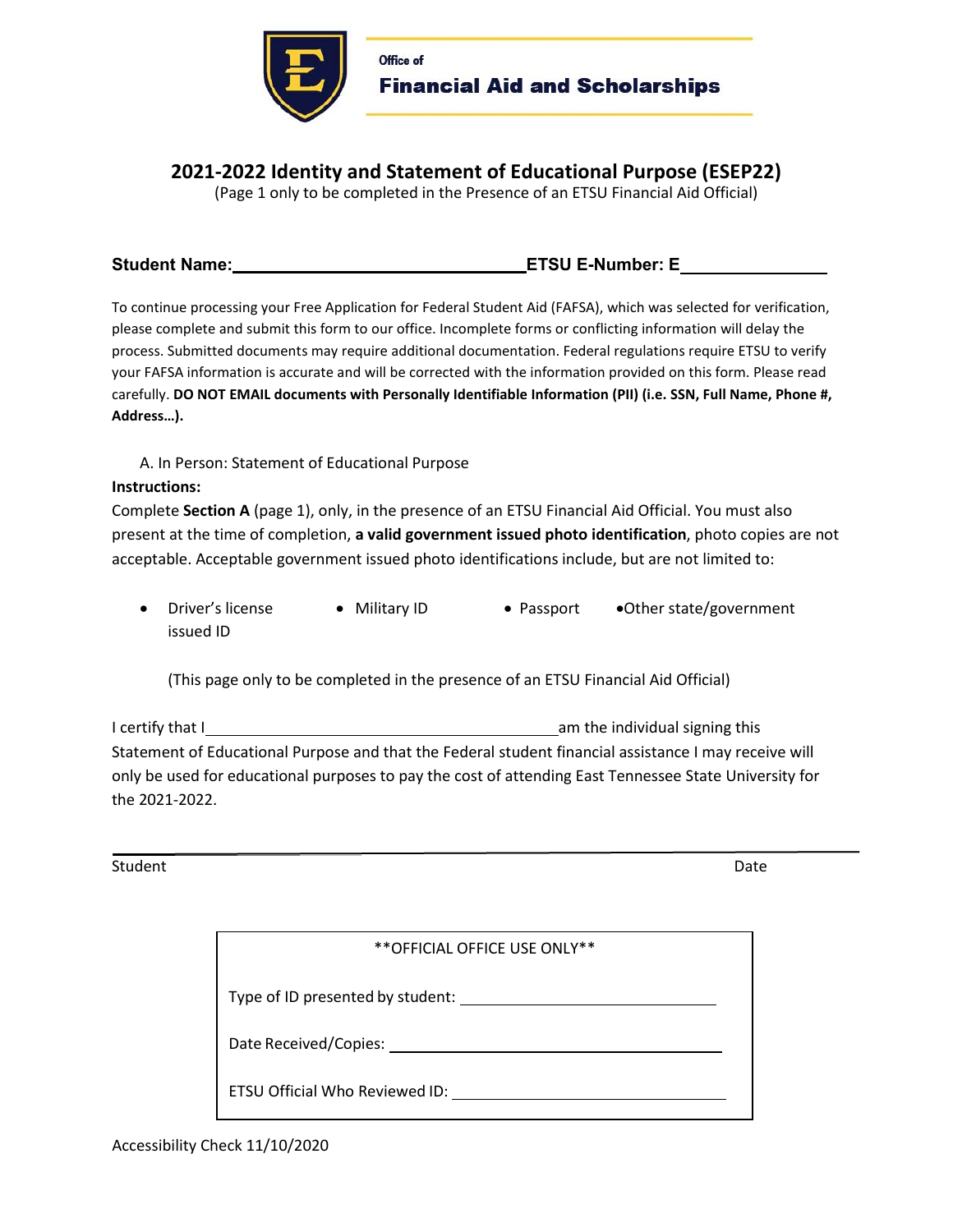Office of
**Financial Aid and Scholarships**

## 2021-2022 Identity and Statement of Educational Purpose (ESEP22)

(Page 1 only to be completed in the Presence of an ETSU Financial Aid Official)

**Student Name:** ______________________________ **ETSU E-Number: E** ______________

To continue processing your Free Application for Federal Student Aid (FAFSA), which was selected for verification, please complete and submit this form to our office. Incomplete forms or conflicting information will delay the process. Submitted documents may require additional documentation. Federal regulations require ETSU to verify your FAFSA information is accurate and will be corrected with the information provided on this form. Please read carefully. **DO NOT EMAIL documents with Personally Identifiable Information (PII) (i.e. SSN, Full Name, Phone #, Address…).**

A. In Person: Statement of Educational Purpose

**Instructions:**

Complete **Section A** (page 1), only, in the presence of an ETSU Financial Aid Official. You must also present at the time of completion, **a valid government issued photo identification**, photo copies are not acceptable. Acceptable government issued photo identifications include, but are not limited to:

- Driver's license
- Military ID
- Passport
- Other state/government issued ID

(This page only to be completed in the presence of an ETSU Financial Aid Official)

I certify that I ______________________________________ am the individual signing this Statement of Educational Purpose and that the Federal student financial assistance I may receive will only be used for educational purposes to pay the cost of attending East Tennessee State University for the 2021-2022.

______________________________________________________________________

Student Date

**OFFICIAL OFFICE USE ONLY**

Type of ID presented by student: ______________________________

Date Received/Copies: ______________________________

ETSU Official Who Reviewed ID: ______________________________

Accessibility Check 11/10/2020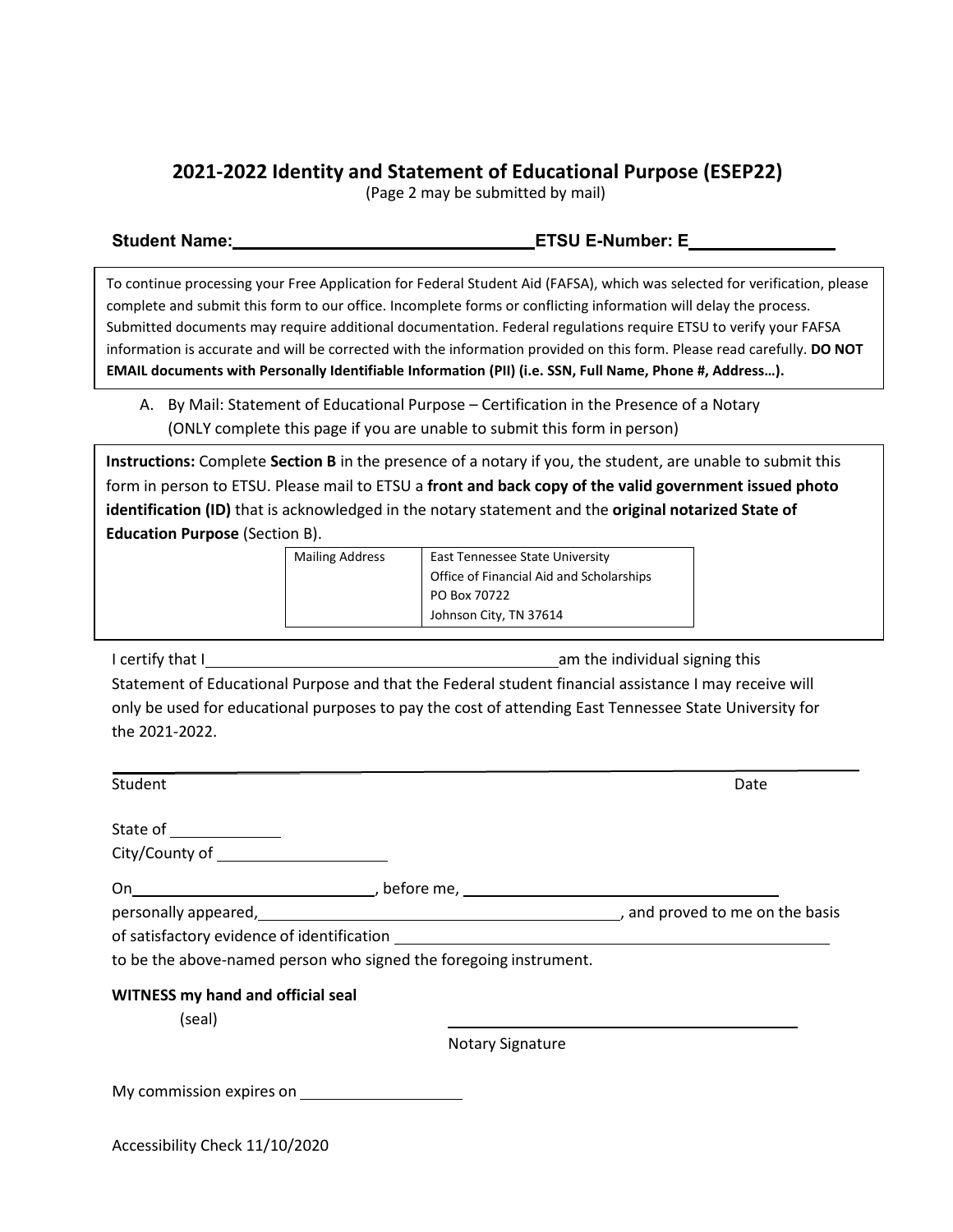## 2021-2022 Identity and Statement of Educational Purpose (ESEP22)

(Page 2 may be submitted by mail)

**Student Name:** ______________________________ **ETSU E-Number: E** ______________

To continue processing your Free Application for Federal Student Aid (FAFSA), which was selected for verification, please complete and submit this form to our office. Incomplete forms or conflicting information will delay the process. Submitted documents may require additional documentation. Federal regulations require ETSU to verify your FAFSA information is accurate and will be corrected with the information provided on this form. Please read carefully. **DO NOT EMAIL documents with Personally Identifiable Information (PII) (i.e. SSN, Full Name, Phone #, Address…).**

A. By Mail: Statement of Educational Purpose – Certification in the Presence of a Notary (ONLY complete this page if you are unable to submit this form in person)

**Instructions:** Complete **Section B** in the presence of a notary if you, the student, are unable to submit this form in person to ETSU. Please mail to ETSU a **front and back copy of the valid government issued photo identification (ID)** that is acknowledged in the notary statement and the **original notarized State of Education Purpose** (Section B).

| | |
|---|---|
| Mailing Address | East Tennessee State University<br>Office of Financial Aid and Scholarships<br>PO Box 70722<br>Johnson City, TN 37614 |

I certify that I ________________________________ am the individual signing this Statement of Educational Purpose and that the Federal student financial assistance I may receive will only be used for educational purposes to pay the cost of attending East Tennessee State University for the 2021-2022.

______________________________________________________________________

Student Date

State of ____________

City/County of __________________

On ___________________________, before me, ___________________________________

personally appeared, ________________________________________, and proved to me on the basis of satisfactory evidence of identification ____________________________________________

to be the above-named person who signed the foregoing instrument.

**WITNESS my hand and official seal**

(seal)

________________________________________

Notary Signature

My commission expires on __________________

Accessibility Check 11/10/2020